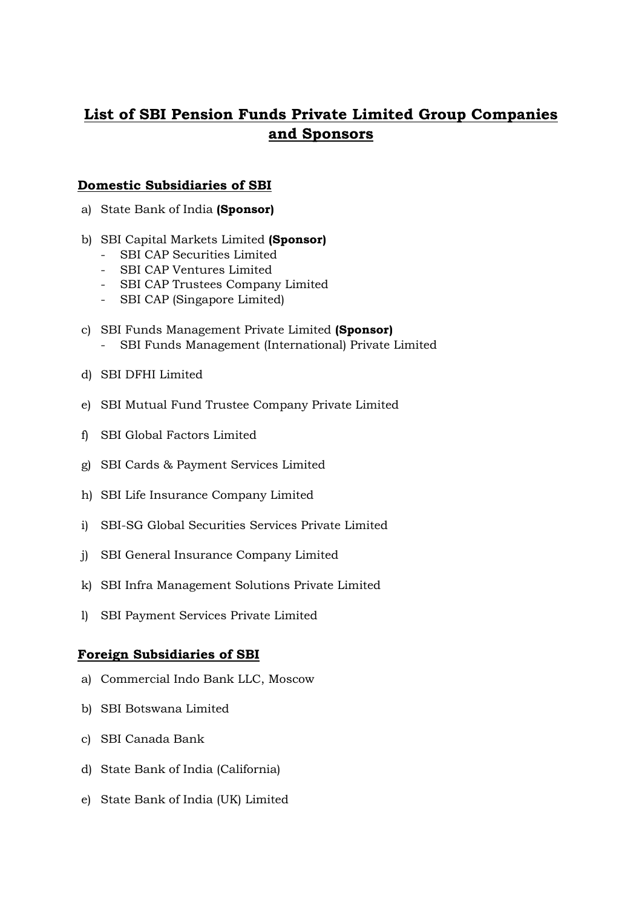# List of SBI Pension Funds Private Limited Group Companies and Sponsors

## Domestic Subsidiaries of SBI

a) State Bank of India **(Sponsor)**

b) SBI Capital Markets Limited **(Sponsor)**
   - SBI CAP Securities Limited
   - SBI CAP Ventures Limited
   - SBI CAP Trustees Company Limited
   - SBI CAP (Singapore Limited)

c) SBI Funds Management Private Limited **(Sponsor)**
   - SBI Funds Management (International) Private Limited

d) SBI DFHI Limited

e) SBI Mutual Fund Trustee Company Private Limited

f) SBI Global Factors Limited

g) SBI Cards & Payment Services Limited

h) SBI Life Insurance Company Limited

i) SBI-SG Global Securities Services Private Limited

j) SBI General Insurance Company Limited

k) SBI Infra Management Solutions Private Limited

l) SBI Payment Services Private Limited

## Foreign Subsidiaries of SBI

a) Commercial Indo Bank LLC, Moscow

b) SBI Botswana Limited

c) SBI Canada Bank

d) State Bank of India (California)

e) State Bank of India (UK) Limited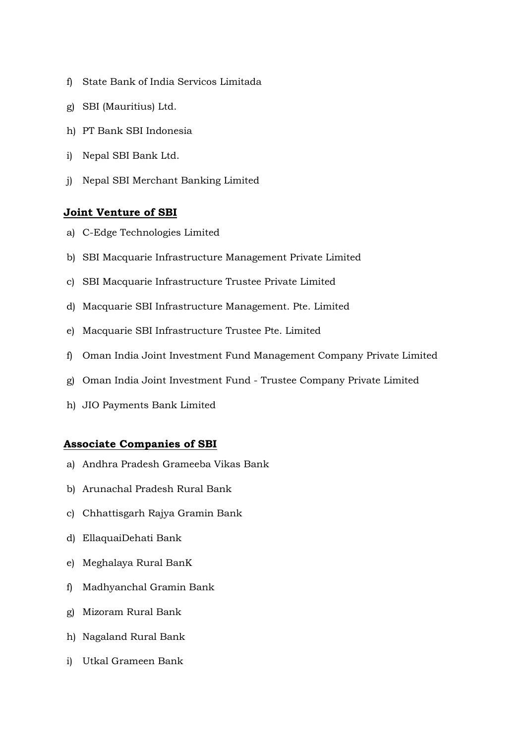f) State Bank of India Servicos Limitada

g) SBI (Mauritius) Ltd.

h) PT Bank SBI Indonesia

i) Nepal SBI Bank Ltd.

j) Nepal SBI Merchant Banking Limited

## **Joint Venture of SBI**

a) C-Edge Technologies Limited

b) SBI Macquarie Infrastructure Management Private Limited

c) SBI Macquarie Infrastructure Trustee Private Limited

d) Macquarie SBI Infrastructure Management. Pte. Limited

e) Macquarie SBI Infrastructure Trustee Pte. Limited

f) Oman India Joint Investment Fund Management Company Private Limited

g) Oman India Joint Investment Fund - Trustee Company Private Limited

h) JIO Payments Bank Limited

## **Associate Companies of SBI**

a) Andhra Pradesh Grameeba Vikas Bank

b) Arunachal Pradesh Rural Bank

c) Chhattisgarh Rajya Gramin Bank

d) EllaquaiDehati Bank

e) Meghalaya Rural BanK

f) Madhyanchal Gramin Bank

g) Mizoram Rural Bank

h) Nagaland Rural Bank

i) Utkal Grameen Bank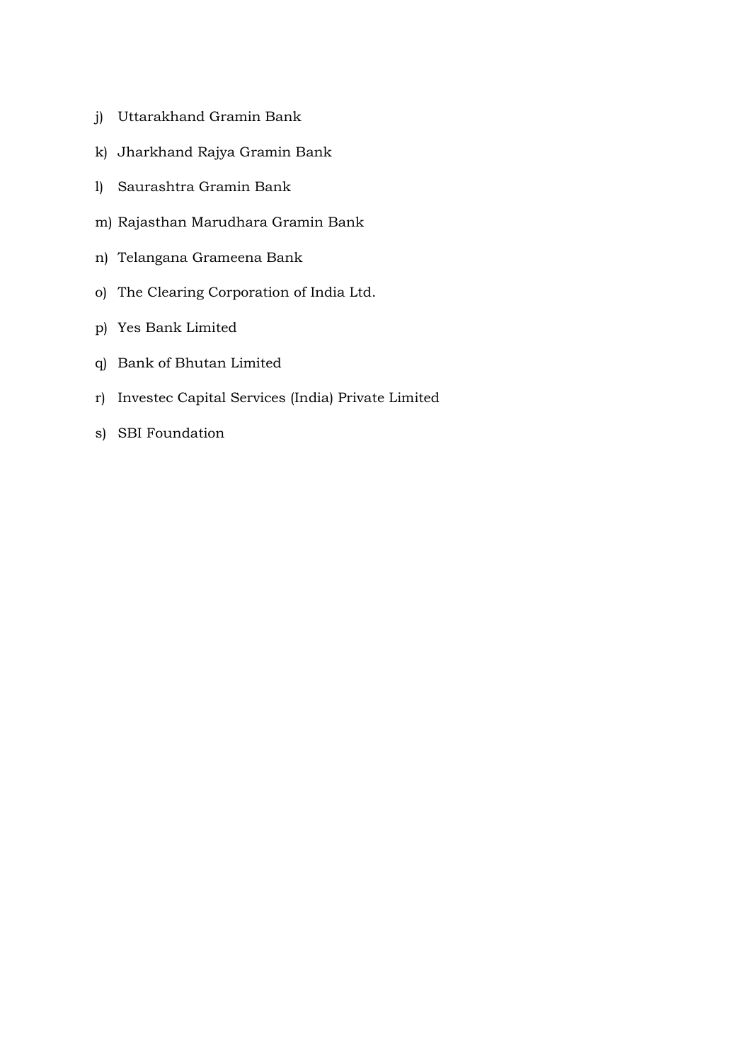j) Uttarakhand Gramin Bank

k) Jharkhand Rajya Gramin Bank

l) Saurashtra Gramin Bank

m) Rajasthan Marudhara Gramin Bank

n) Telangana Grameena Bank

o) The Clearing Corporation of India Ltd.

p) Yes Bank Limited

q) Bank of Bhutan Limited

r) Investec Capital Services (India) Private Limited

s) SBI Foundation